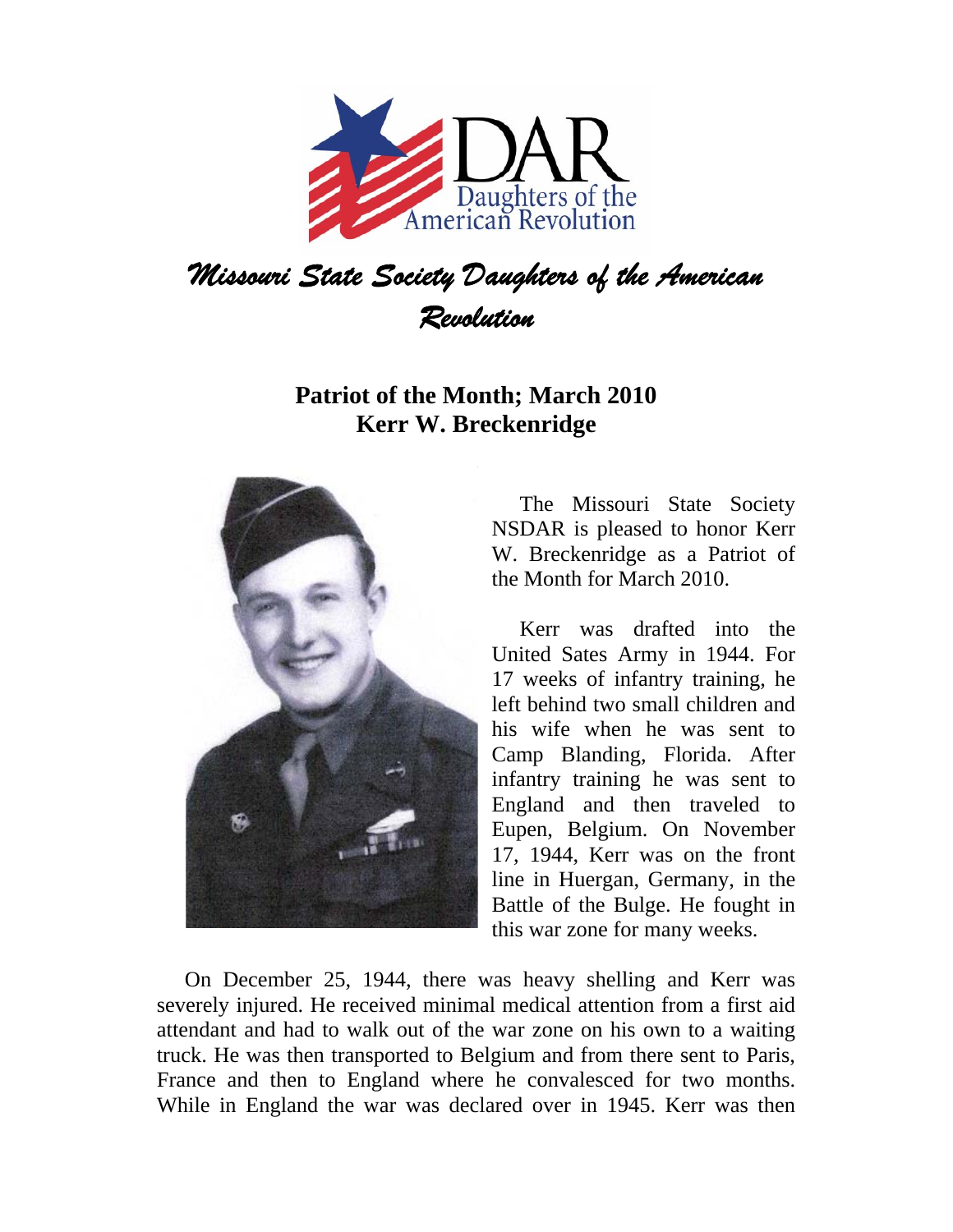# Missouri State Society Daughters of the American Revolution

## Patriot of the Month; March 2010
## Kerr W. Breckenridge

The Missouri State Society NSDAR is pleased to honor Kerr W. Breckenridge as a Patriot of the Month for March 2010.

Kerr was drafted into the United Sates Army in 1944. For 17 weeks of infantry training, he left behind two small children and his wife when he was sent to Camp Blanding, Florida. After infantry training he was sent to England and then traveled to Eupen, Belgium. On November 17, 1944, Kerr was on the front line in Huergan, Germany, in the Battle of the Bulge. He fought in this war zone for many weeks.

On December 25, 1944, there was heavy shelling and Kerr was severely injured. He received minimal medical attention from a first aid attendant and had to walk out of the war zone on his own to a waiting truck. He was then transported to Belgium and from there sent to Paris, France and then to England where he convalesced for two months. While in England the war was declared over in 1945. Kerr was then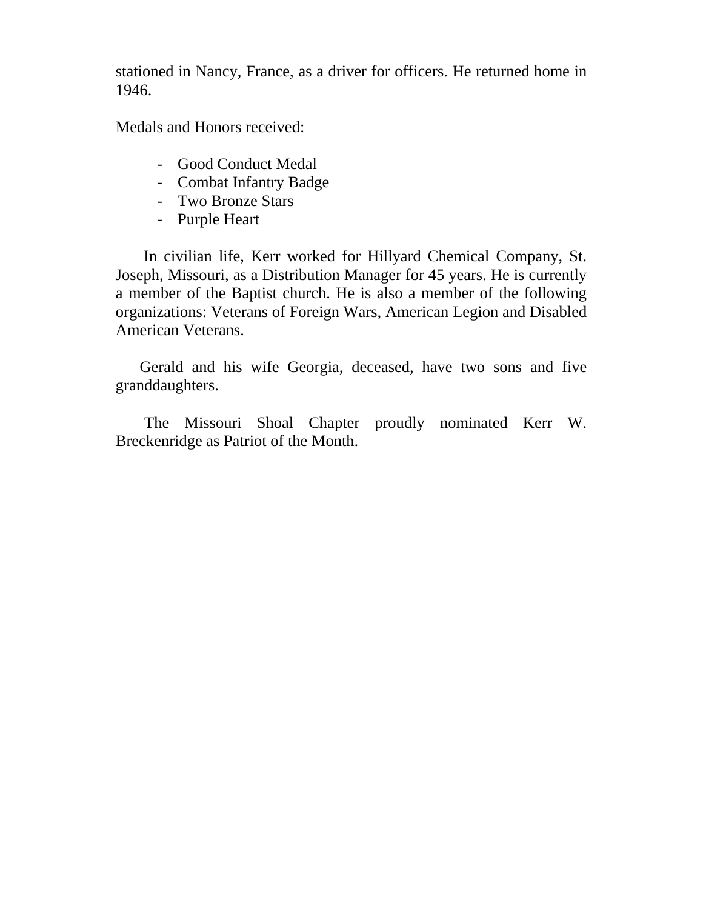stationed in Nancy, France, as a driver for officers. He returned home in 1946.

Medals and Honors received:

- Good Conduct Medal
- Combat Infantry Badge
- Two Bronze Stars
- Purple Heart

In civilian life, Kerr worked for Hillyard Chemical Company, St. Joseph, Missouri, as a Distribution Manager for 45 years. He is currently a member of the Baptist church. He is also a member of the following organizations: Veterans of Foreign Wars, American Legion and Disabled American Veterans.

Gerald and his wife Georgia, deceased, have two sons and five granddaughters.

The Missouri Shoal Chapter proudly nominated Kerr W. Breckenridge as Patriot of the Month.